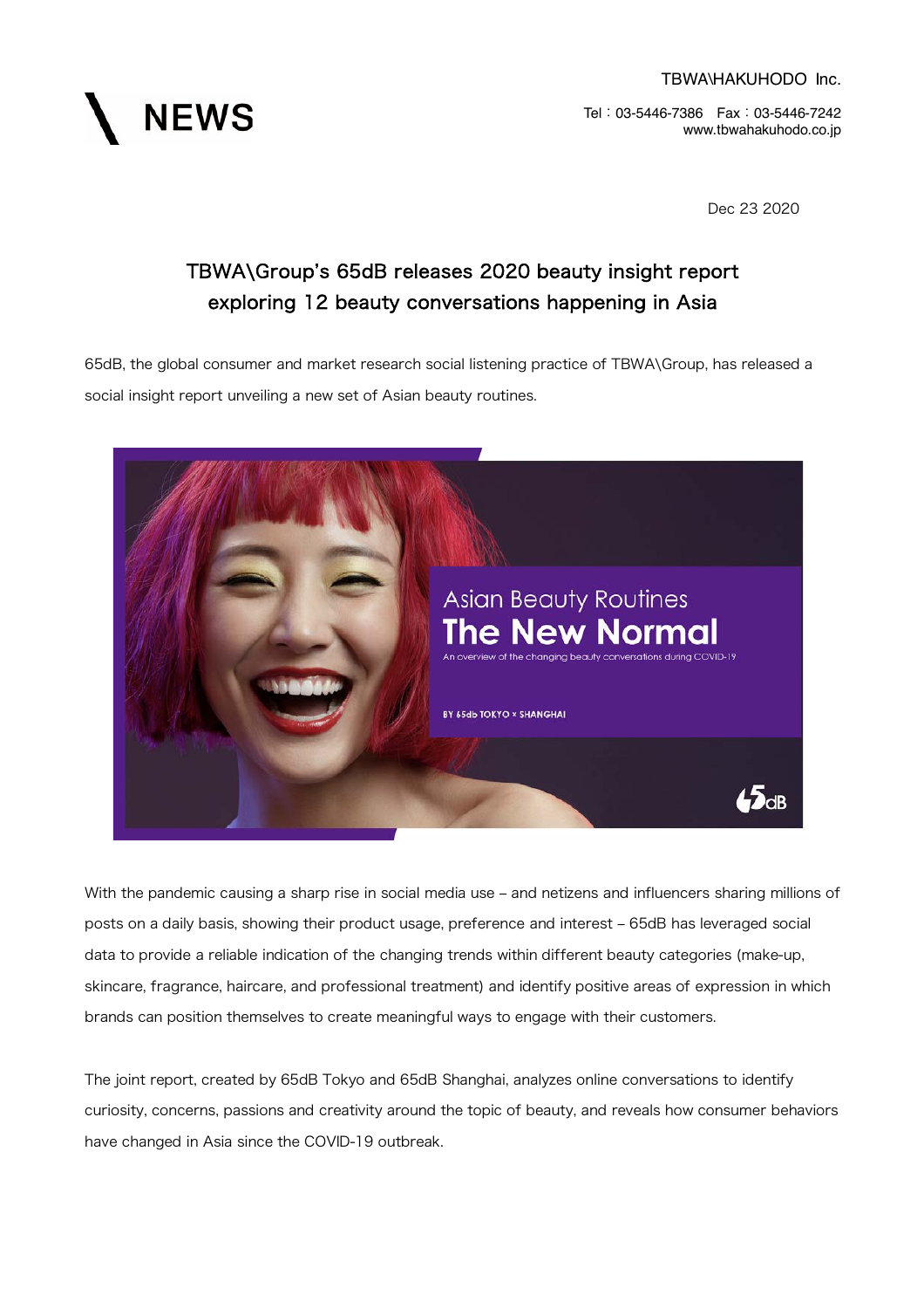# NEWS

TBWA\HAKUHODO Inc.

Tel：03-5446-7386　Fax：03-5446-7242
www.tbwahakuhodo.co.jp

Dec 23 2020

## TBWA\Group's 65dB releases 2020 beauty insight report exploring 12 beauty conversations happening in Asia

65dB, the global consumer and market research social listening practice of TBWA\Group, has released a social insight report unveiling a new set of Asian beauty routines.

With the pandemic causing a sharp rise in social media use – and netizens and influencers sharing millions of posts on a daily basis, showing their product usage, preference and interest – 65dB has leveraged social data to provide a reliable indication of the changing trends within different beauty categories (make-up, skincare, fragrance, haircare, and professional treatment) and identify positive areas of expression in which brands can position themselves to create meaningful ways to engage with their customers.

The joint report, created by 65dB Tokyo and 65dB Shanghai, analyzes online conversations to identify curiosity, concerns, passions and creativity around the topic of beauty, and reveals how consumer behaviors have changed in Asia since the COVID-19 outbreak.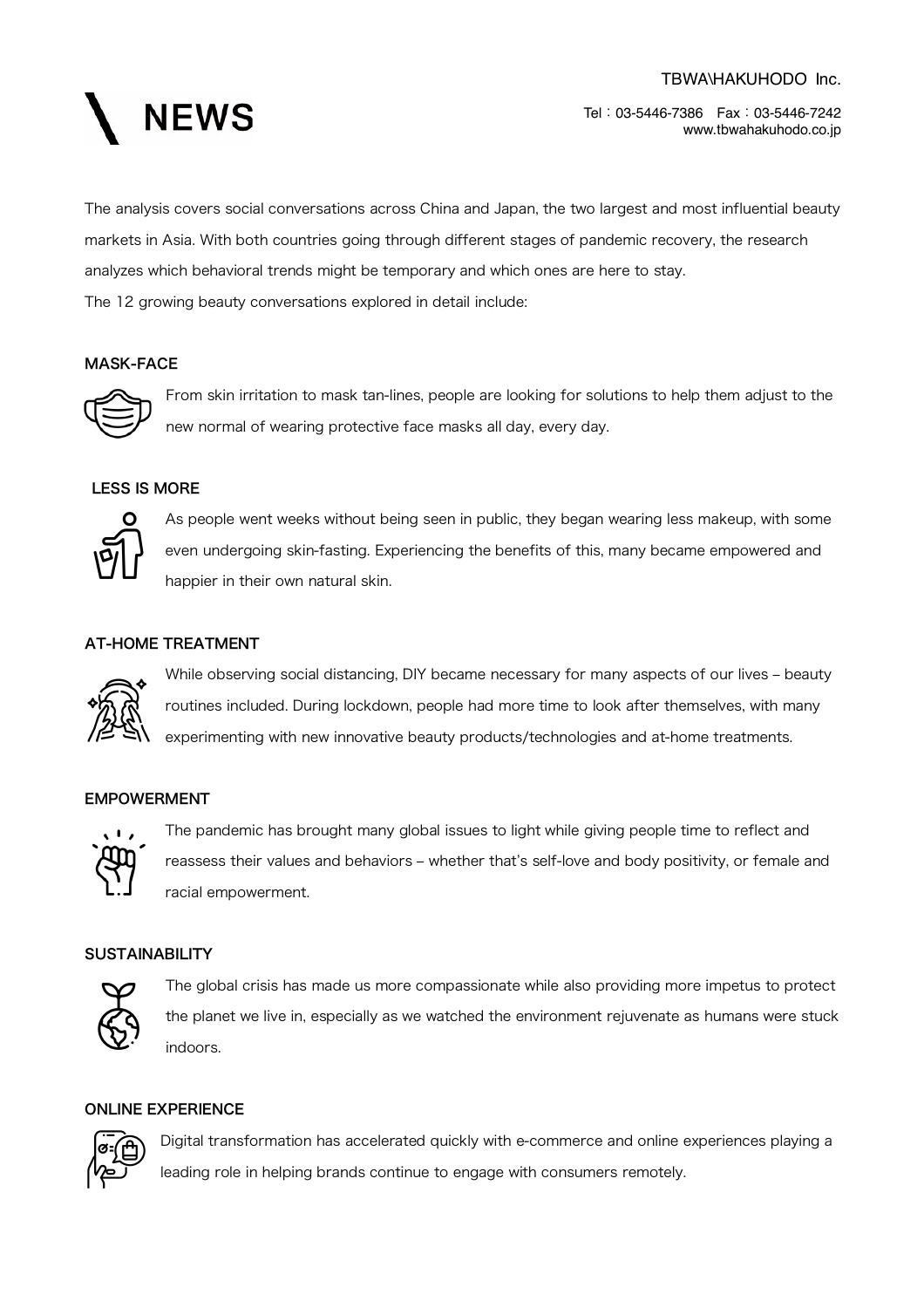The analysis covers social conversations across China and Japan, the two largest and most influential beauty markets in Asia. With both countries going through different stages of pandemic recovery, the research analyzes which behavioral trends might be temporary and which ones are here to stay.

The 12 growing beauty conversations explored in detail include:

### MASK-FACE

From skin irritation to mask tan-lines, people are looking for solutions to help them adjust to the new normal of wearing protective face masks all day, every day.

### LESS IS MORE

As people went weeks without being seen in public, they began wearing less makeup, with some even undergoing skin-fasting. Experiencing the benefits of this, many became empowered and happier in their own natural skin.

### AT-HOME TREATMENT

While observing social distancing, DIY became necessary for many aspects of our lives – beauty routines included. During lockdown, people had more time to look after themselves, with many experimenting with new innovative beauty products/technologies and at-home treatments.

### EMPOWERMENT

The pandemic has brought many global issues to light while giving people time to reflect and reassess their values and behaviors – whether that's self-love and body positivity, or female and racial empowerment.

### SUSTAINABILITY

The global crisis has made us more compassionate while also providing more impetus to protect the planet we live in, especially as we watched the environment rejuvenate as humans were stuck indoors.

### ONLINE EXPERIENCE

Digital transformation has accelerated quickly with e-commerce and online experiences playing a leading role in helping brands continue to engage with consumers remotely.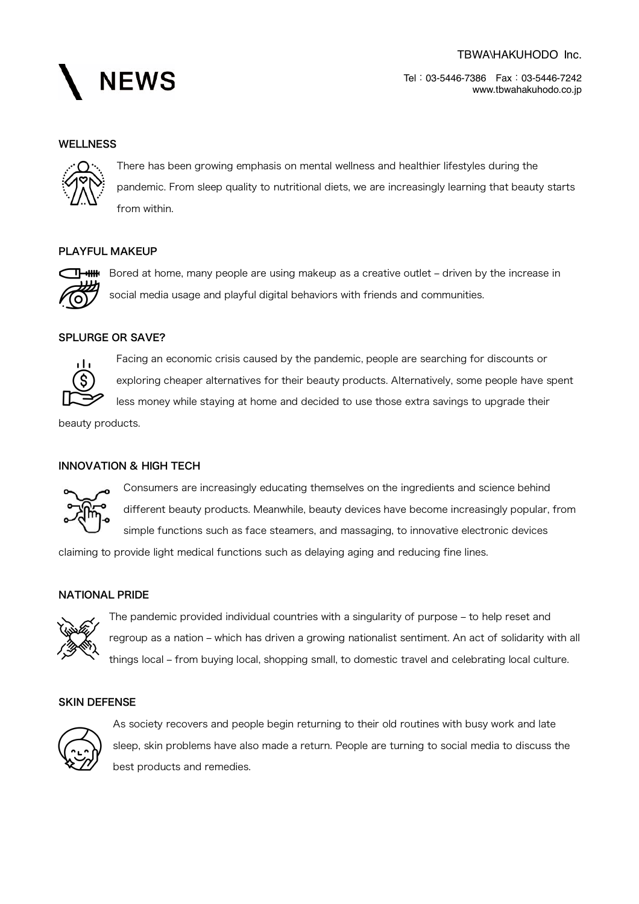## WELLNESS

There has been growing emphasis on mental wellness and healthier lifestyles during the pandemic. From sleep quality to nutritional diets, we are increasingly learning that beauty starts from within.

## PLAYFUL MAKEUP

Bored at home, many people are using makeup as a creative outlet – driven by the increase in social media usage and playful digital behaviors with friends and communities.

## SPLURGE OR SAVE?

Facing an economic crisis caused by the pandemic, people are searching for discounts or exploring cheaper alternatives for their beauty products. Alternatively, some people have spent less money while staying at home and decided to use those extra savings to upgrade their beauty products.

## INNOVATION & HIGH TECH

Consumers are increasingly educating themselves on the ingredients and science behind different beauty products. Meanwhile, beauty devices have become increasingly popular, from simple functions such as face steamers, and massaging, to innovative electronic devices claiming to provide light medical functions such as delaying aging and reducing fine lines.

## NATIONAL PRIDE

The pandemic provided individual countries with a singularity of purpose – to help reset and regroup as a nation – which has driven a growing nationalist sentiment. An act of solidarity with all things local – from buying local, shopping small, to domestic travel and celebrating local culture.

## SKIN DEFENSE

As society recovers and people begin returning to their old routines with busy work and late sleep, skin problems have also made a return. People are turning to social media to discuss the best products and remedies.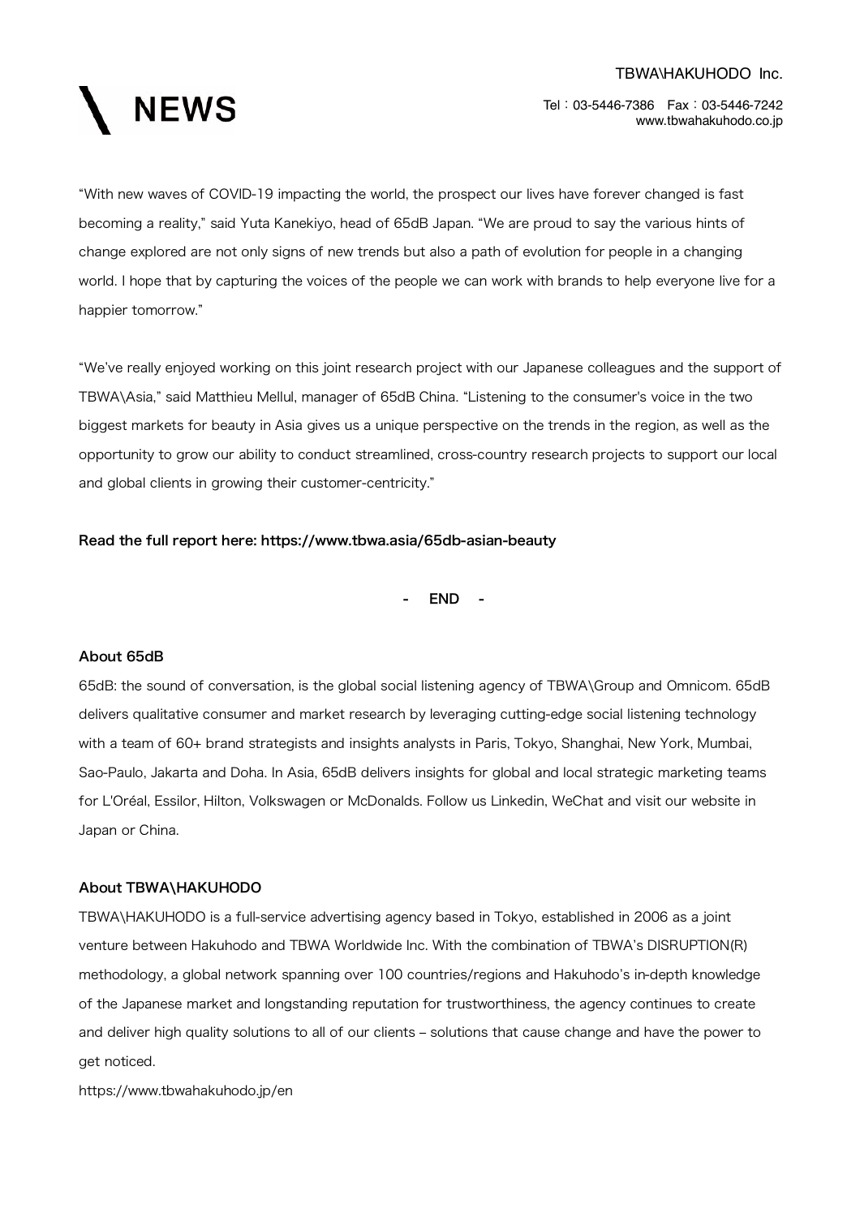"With new waves of COVID-19 impacting the world, the prospect our lives have forever changed is fast becoming a reality," said Yuta Kanekiyo, head of 65dB Japan. "We are proud to say the various hints of change explored are not only signs of new trends but also a path of evolution for people in a changing world. I hope that by capturing the voices of the people we can work with brands to help everyone live for a happier tomorrow."

"We've really enjoyed working on this joint research project with our Japanese colleagues and the support of TBWA\Asia," said Matthieu Mellul, manager of 65dB China. "Listening to the consumer's voice in the two biggest markets for beauty in Asia gives us a unique perspective on the trends in the region, as well as the opportunity to grow our ability to conduct streamlined, cross-country research projects to support our local and global clients in growing their customer-centricity."

**Read the full report here: https://www.tbwa.asia/65db-asian-beauty**

**- END -**

**About 65dB**

65dB: the sound of conversation, is the global social listening agency of TBWA\Group and Omnicom. 65dB delivers qualitative consumer and market research by leveraging cutting-edge social listening technology with a team of 60+ brand strategists and insights analysts in Paris, Tokyo, Shanghai, New York, Mumbai, Sao-Paulo, Jakarta and Doha. In Asia, 65dB delivers insights for global and local strategic marketing teams for L'Oréal, Essilor, Hilton, Volkswagen or McDonalds. Follow us Linkedin, WeChat and visit our website in Japan or China.

**About TBWA\HAKUHODO**

TBWA\HAKUHODO is a full-service advertising agency based in Tokyo, established in 2006 as a joint venture between Hakuhodo and TBWA Worldwide Inc. With the combination of TBWA's DISRUPTION(R) methodology, a global network spanning over 100 countries/regions and Hakuhodo's in-depth knowledge of the Japanese market and longstanding reputation for trustworthiness, the agency continues to create and deliver high quality solutions to all of our clients – solutions that cause change and have the power to get noticed.

https://www.tbwahakuhodo.jp/en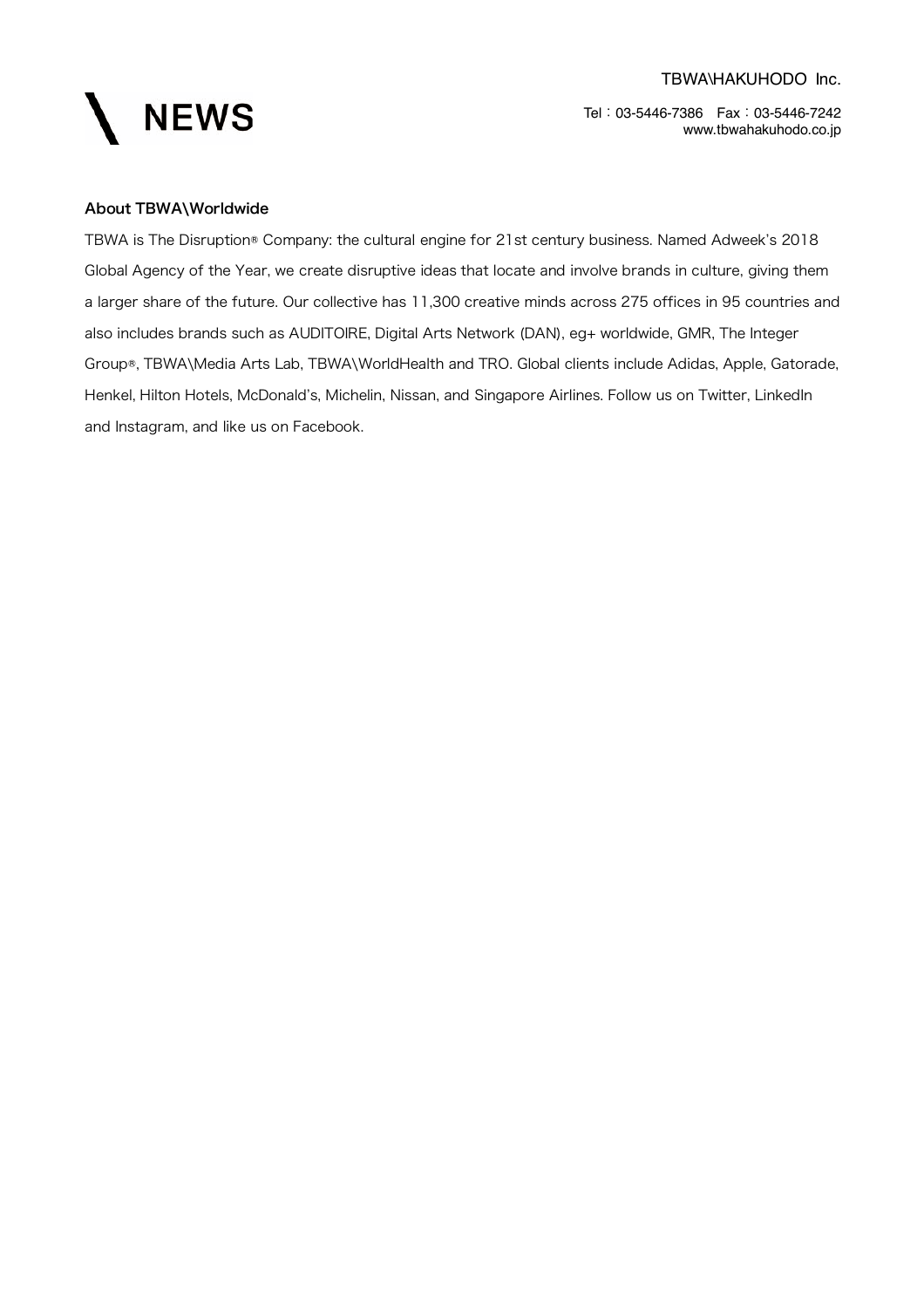## About TBWA\Worldwide

TBWA is The Disruption® Company: the cultural engine for 21st century business. Named Adweek's 2018 Global Agency of the Year, we create disruptive ideas that locate and involve brands in culture, giving them a larger share of the future. Our collective has 11,300 creative minds across 275 offices in 95 countries and also includes brands such as AUDITOIRE, Digital Arts Network (DAN), eg+ worldwide, GMR, The Integer Group®, TBWA\Media Arts Lab, TBWA\WorldHealth and TRO. Global clients include Adidas, Apple, Gatorade, Henkel, Hilton Hotels, McDonald's, Michelin, Nissan, and Singapore Airlines. Follow us on Twitter, LinkedIn and Instagram, and like us on Facebook.